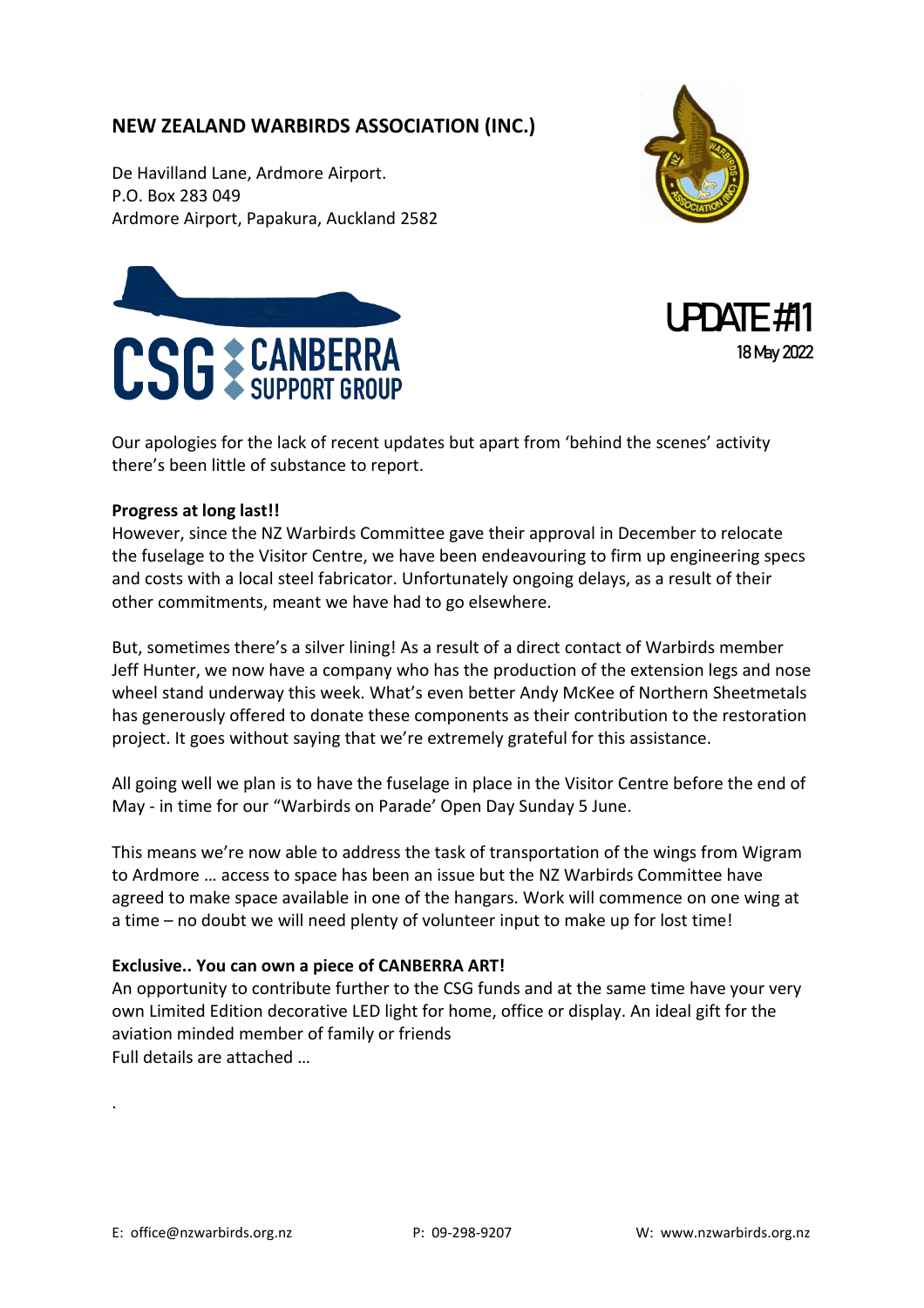## NEW ZEALAND WARBIRDS ASSOCIATION (INC.)

De Havilland Lane, Ardmore Airport.
P.O. Box 283 049
Ardmore Airport, Papakura, Auckland 2582

**CSG CANBERRA SUPPORT GROUP**

# UPDATE #11

18 May 2022

Our apologies for the lack of recent updates but apart from 'behind the scenes' activity there's been little of substance to report.

**Progress at long last!!**
However, since the NZ Warbirds Committee gave their approval in December to relocate the fuselage to the Visitor Centre, we have been endeavouring to firm up engineering specs and costs with a local steel fabricator. Unfortunately ongoing delays, as a result of their other commitments, meant we have had to go elsewhere.

But, sometimes there's a silver lining! As a result of a direct contact of Warbirds member Jeff Hunter, we now have a company who has the production of the extension legs and nose wheel stand underway this week. What's even better Andy McKee of Northern Sheetmetals has generously offered to donate these components as their contribution to the restoration project. It goes without saying that we're extremely grateful for this assistance.

All going well we plan is to have the fuselage in place in the Visitor Centre before the end of May - in time for our "Warbirds on Parade' Open Day Sunday 5 June.

This means we're now able to address the task of transportation of the wings from Wigram to Ardmore … access to space has been an issue but the NZ Warbirds Committee have agreed to make space available in one of the hangars. Work will commence on one wing at a time – no doubt we will need plenty of volunteer input to make up for lost time!

**Exclusive.. You can own a piece of CANBERRA ART!**
An opportunity to contribute further to the CSG funds and at the same time have your very own Limited Edition decorative LED light for home, office or display. An ideal gift for the aviation minded member of family or friends
Full details are attached …

.

E: office@nzwarbirds.org.nz P: 09-298-9207 W: www.nzwarbirds.org.nz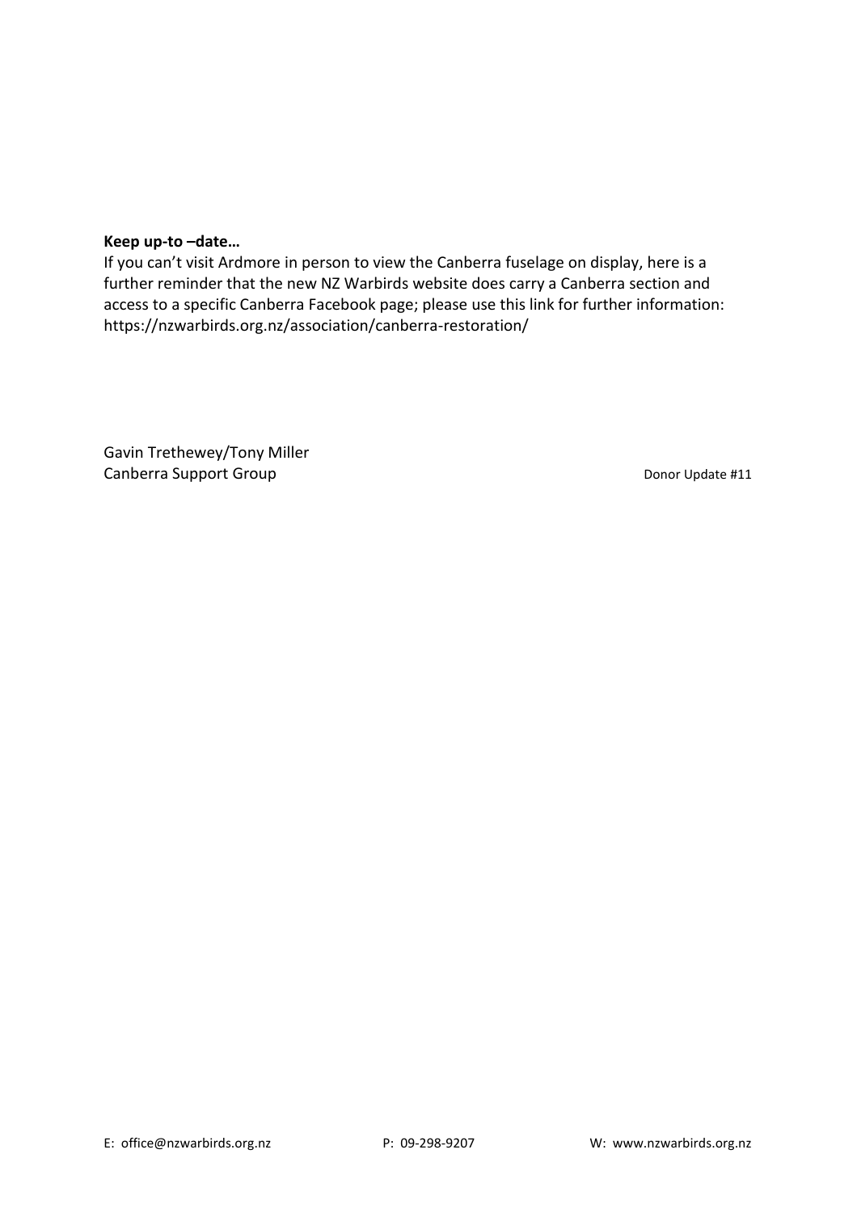**Keep up-to –date…**

If you can't visit Ardmore in person to view the Canberra fuselage on display, here is a further reminder that the new NZ Warbirds website does carry a Canberra section and access to a specific Canberra Facebook page; please use this link for further information: https://nzwarbirds.org.nz/association/canberra-restoration/

Gavin Trethewey/Tony Miller
Canberra Support Group

Donor Update #11

E: office@nzwarbirds.org.nz P: 09-298-9207 W: www.nzwarbirds.org.nz